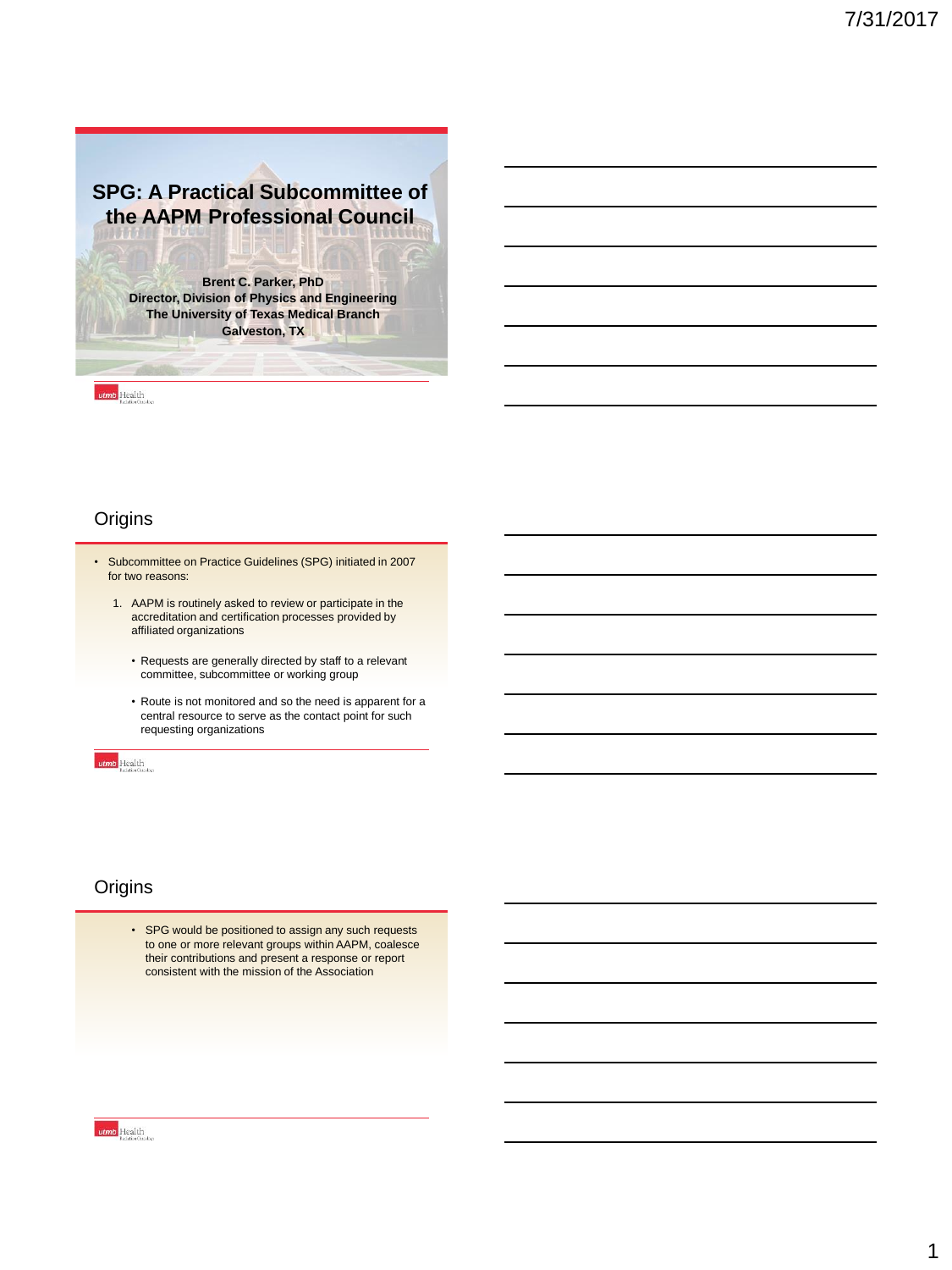# SPG: A Practical Subcommittee of the AAPM Professional Council

**Brent C. Parker, PhD**
**Director, Division of Physics and Engineering**
**The University of Texas Medical Branch**
**Galveston, TX**

## Origins

- Subcommittee on Practice Guidelines (SPG) initiated in 2007 for two reasons:
  1. AAPM is routinely asked to review or participate in the accreditation and certification processes provided by affiliated organizations
     - Requests are generally directed by staff to a relevant committee, subcommittee or working group
     - Route is not monitored and so the need is apparent for a central resource to serve as the contact point for such requesting organizations

## Origins

- SPG would be positioned to assign any such requests to one or more relevant groups within AAPM, coalesce their contributions and present a response or report consistent with the mission of the Association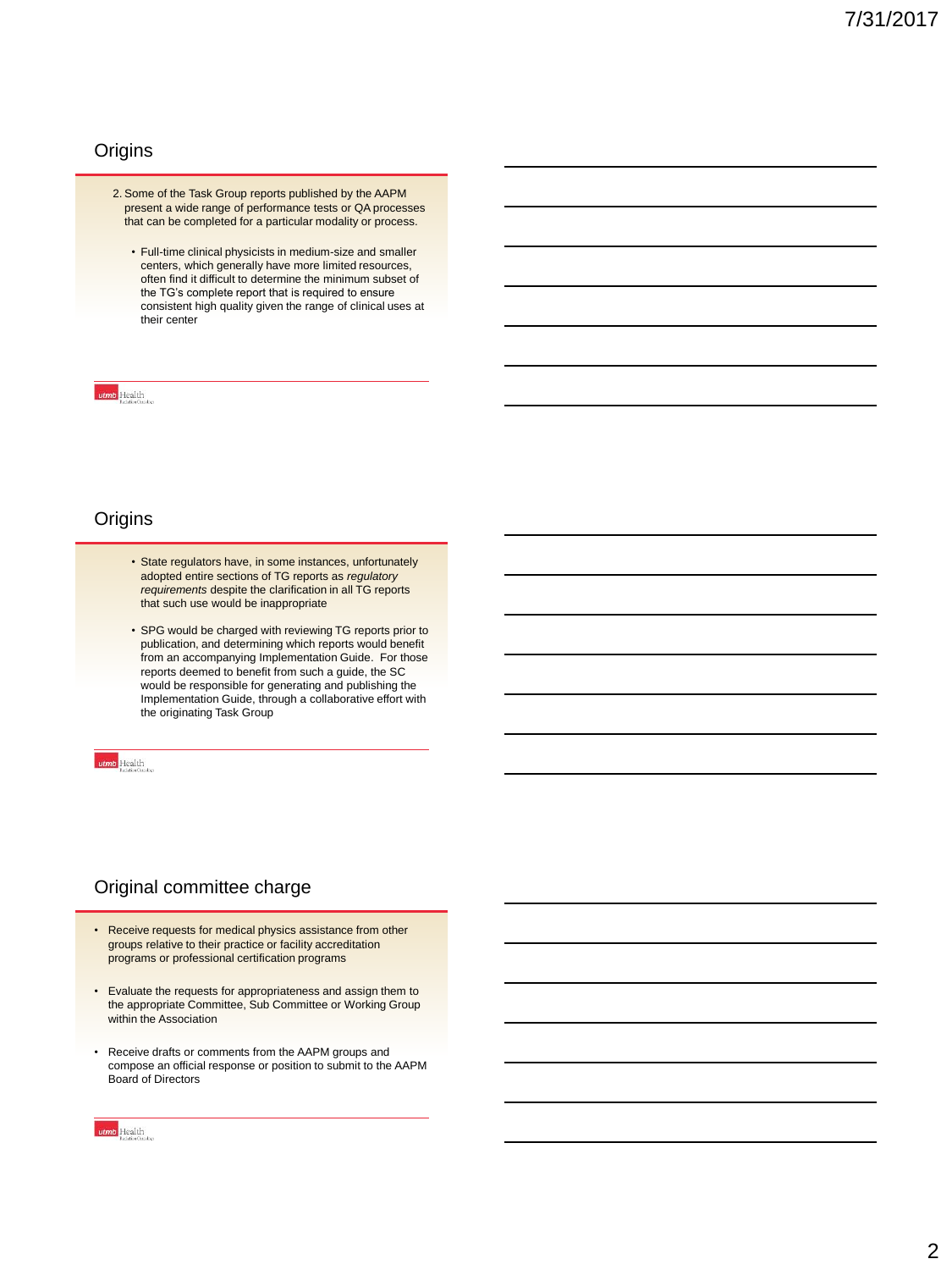## Origins

2. Some of the Task Group reports published by the AAPM present a wide range of performance tests or QA processes that can be completed for a particular modality or process.

   - Full-time clinical physicists in medium-size and smaller centers, which generally have more limited resources, often find it difficult to determine the minimum subset of the TG's complete report that is required to ensure consistent high quality given the range of clinical uses at their center

## Origins

- State regulators have, in some instances, unfortunately adopted entire sections of TG reports as *regulatory requirements* despite the clarification in all TG reports that such use would be inappropriate
- SPG would be charged with reviewing TG reports prior to publication, and determining which reports would benefit from an accompanying Implementation Guide. For those reports deemed to benefit from such a guide, the SC would be responsible for generating and publishing the Implementation Guide, through a collaborative effort with the originating Task Group

## Original committee charge

- Receive requests for medical physics assistance from other groups relative to their practice or facility accreditation programs or professional certification programs
- Evaluate the requests for appropriateness and assign them to the appropriate Committee, Sub Committee or Working Group within the Association
- Receive drafts or comments from the AAPM groups and compose an official response or position to submit to the AAPM Board of Directors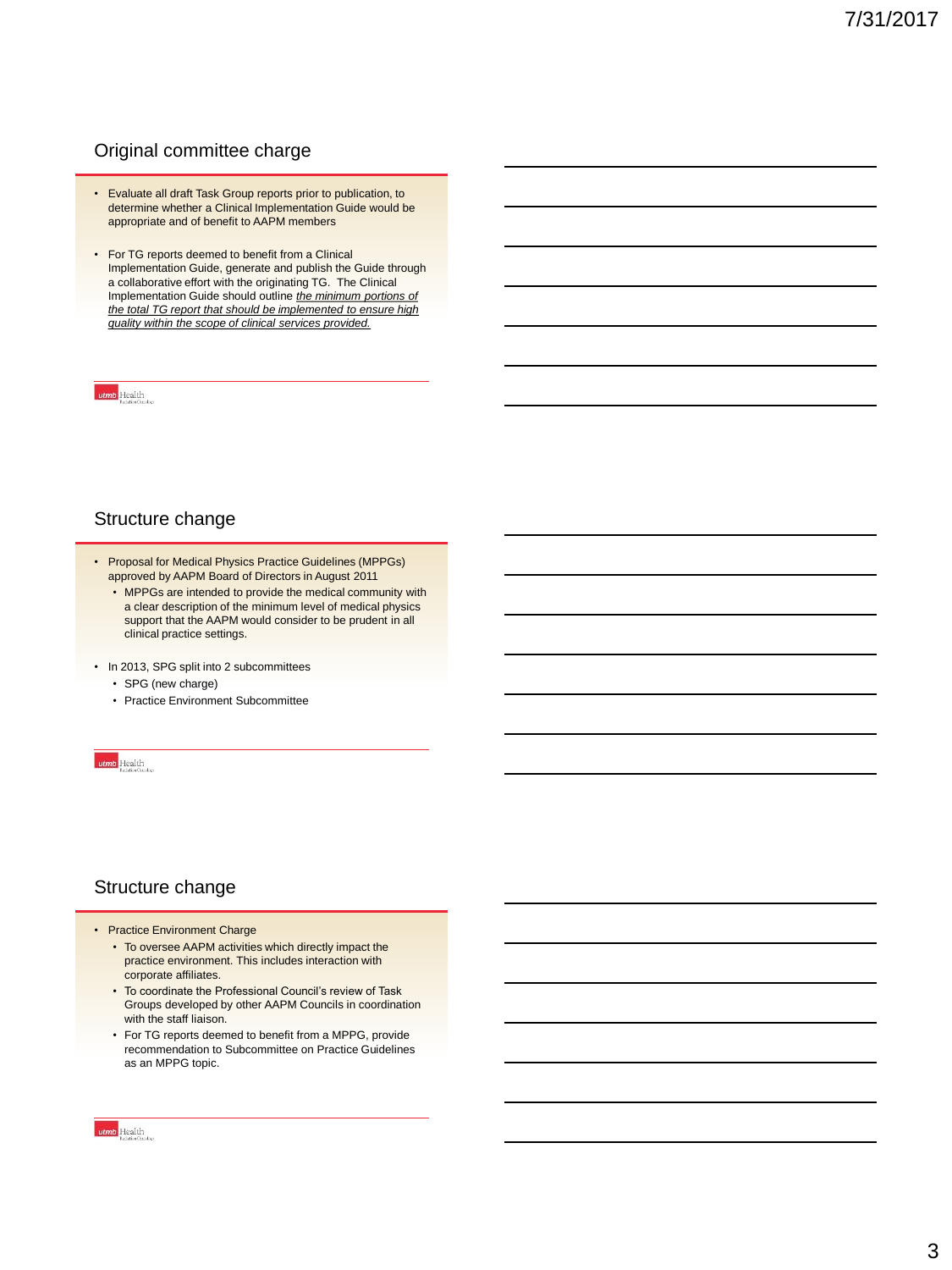## Original committee charge

- Evaluate all draft Task Group reports prior to publication, to determine whether a Clinical Implementation Guide would be appropriate and of benefit to AAPM members
- For TG reports deemed to benefit from a Clinical Implementation Guide, generate and publish the Guide through a collaborative effort with the originating TG. The Clinical Implementation Guide should outline *the minimum portions of the total TG report that should be implemented to ensure high quality within the scope of clinical services provided.*

## Structure change

- Proposal for Medical Physics Practice Guidelines (MPPGs) approved by AAPM Board of Directors in August 2011
  - MPPGs are intended to provide the medical community with a clear description of the minimum level of medical physics support that the AAPM would consider to be prudent in all clinical practice settings.
- In 2013, SPG split into 2 subcommittees
  - SPG (new charge)
  - Practice Environment Subcommittee

## Structure change

- Practice Environment Charge
  - To oversee AAPM activities which directly impact the practice environment. This includes interaction with corporate affiliates.
  - To coordinate the Professional Council's review of Task Groups developed by other AAPM Councils in coordination with the staff liaison.
  - For TG reports deemed to benefit from a MPPG, provide recommendation to Subcommittee on Practice Guidelines as an MPPG topic.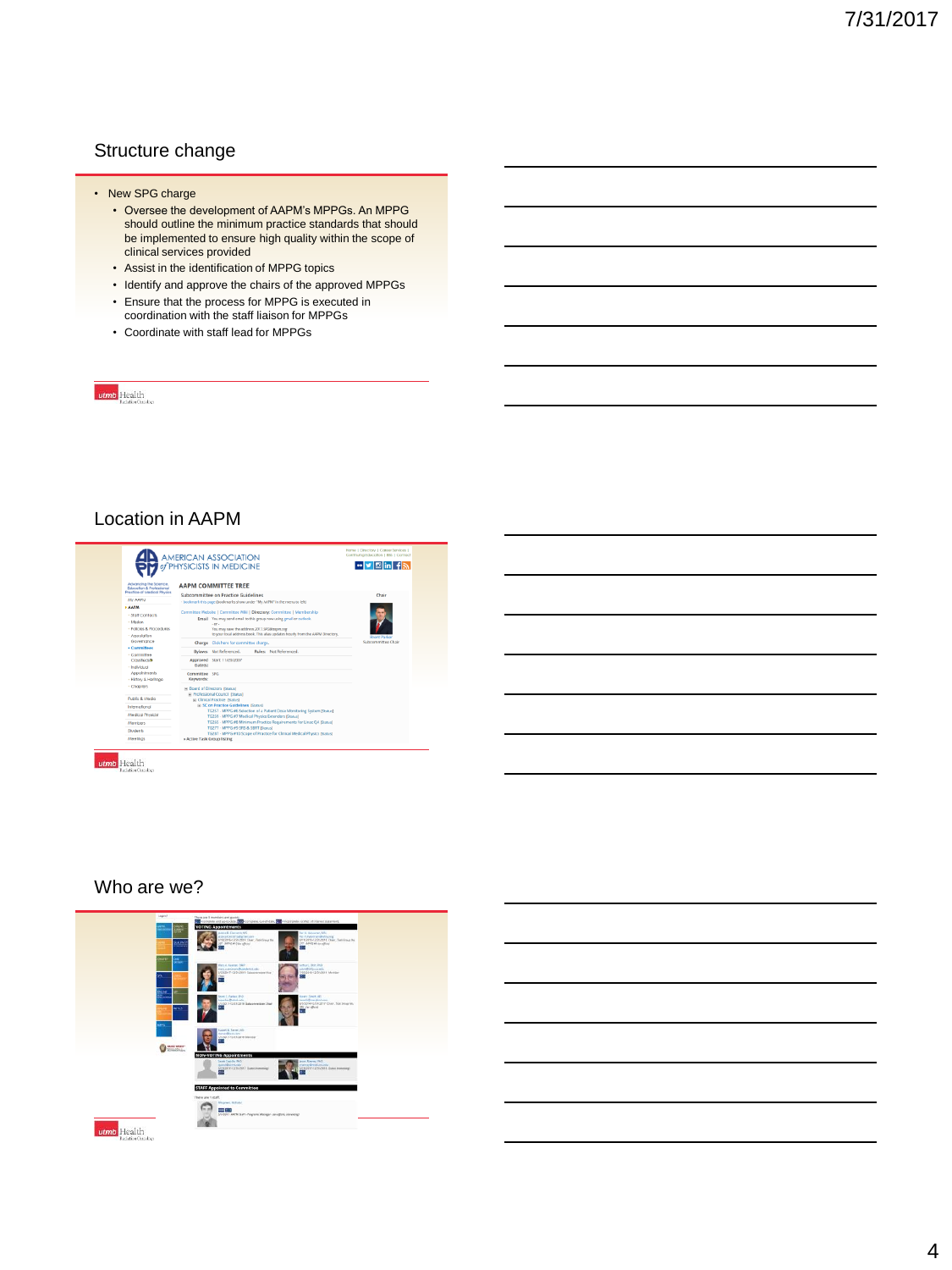## Structure change

- New SPG charge
  - Oversee the development of AAPM's MPPGs. An MPPG should outline the minimum practice standards that should be implemented to ensure high quality within the scope of clinical services provided
  - Assist in the identification of MPPG topics
  - Identify and approve the chairs of the approved MPPGs
  - Ensure that the process for MPPG is executed in coordination with the staff liaison for MPPGs
  - Coordinate with staff lead for MPPGs

## Location in AAPM

## Who are we?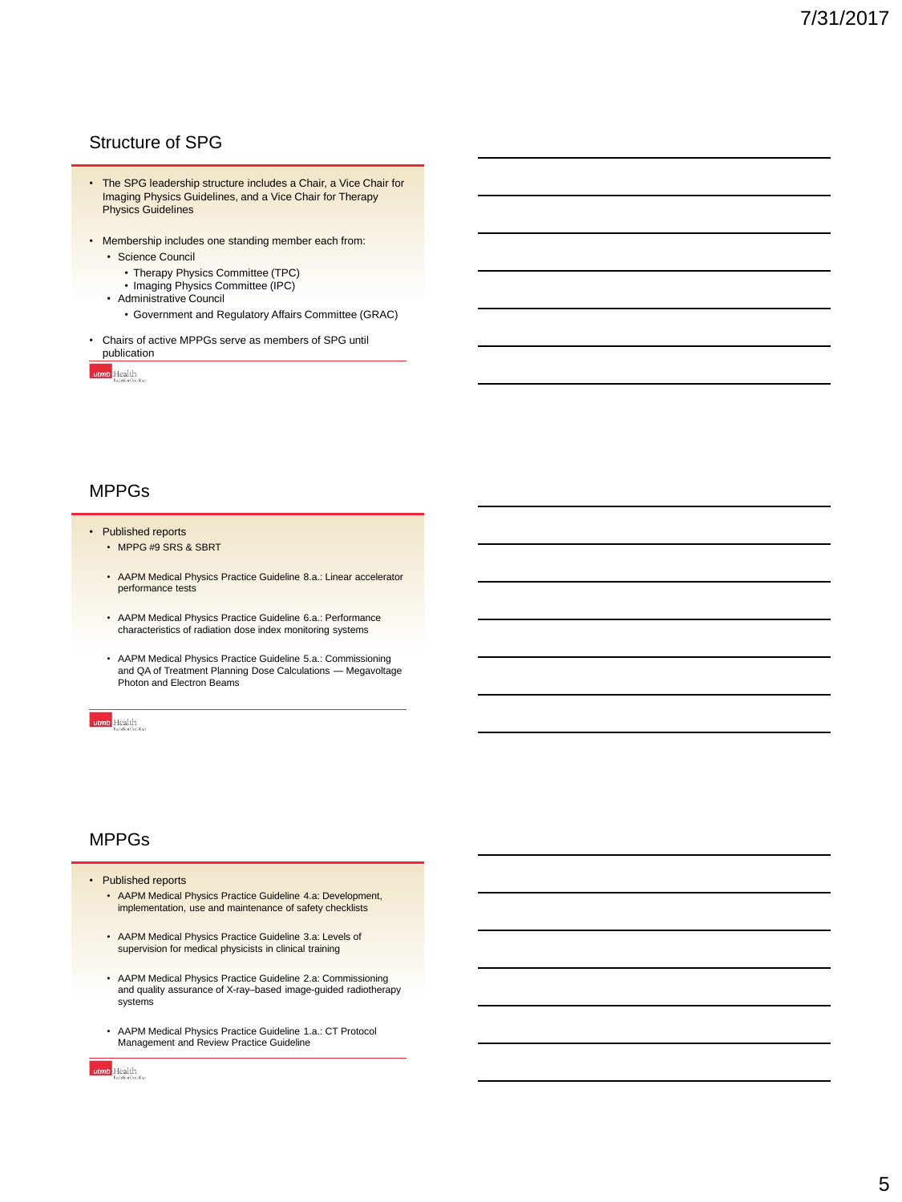## Structure of SPG

- The SPG leadership structure includes a Chair, a Vice Chair for Imaging Physics Guidelines, and a Vice Chair for Therapy Physics Guidelines
- Membership includes one standing member each from:
  - Science Council
    - Therapy Physics Committee (TPC)
    - Imaging Physics Committee (IPC)
  - Administrative Council
    - Government and Regulatory Affairs Committee (GRAC)
- Chairs of active MPPGs serve as members of SPG until publication

## MPPGs

- Published reports
  - MPPG #9 SRS & SBRT
  - AAPM Medical Physics Practice Guideline 8.a.: Linear accelerator performance tests
  - AAPM Medical Physics Practice Guideline 6.a.: Performance characteristics of radiation dose index monitoring systems
  - AAPM Medical Physics Practice Guideline 5.a.: Commissioning and QA of Treatment Planning Dose Calculations — Megavoltage Photon and Electron Beams

## MPPGs

- Published reports
  - AAPM Medical Physics Practice Guideline 4.a: Development, implementation, use and maintenance of safety checklists
  - AAPM Medical Physics Practice Guideline 3.a: Levels of supervision for medical physicists in clinical training
  - AAPM Medical Physics Practice Guideline 2.a: Commissioning and quality assurance of X-ray–based image-guided radiotherapy systems
  - AAPM Medical Physics Practice Guideline 1.a.: CT Protocol Management and Review Practice Guideline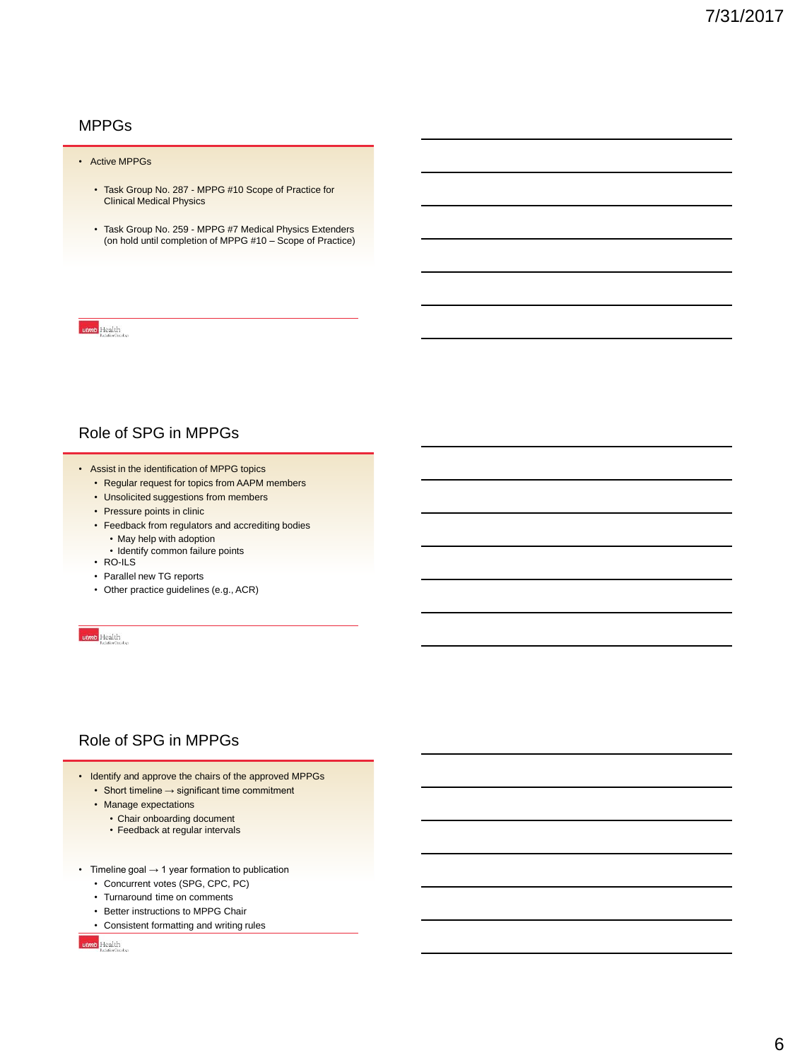## MPPGs

- Active MPPGs
  - Task Group No. 287 - MPPG #10 Scope of Practice for Clinical Medical Physics
  - Task Group No. 259 - MPPG #7 Medical Physics Extenders (on hold until completion of MPPG #10 – Scope of Practice)

## Role of SPG in MPPGs

- Assist in the identification of MPPG topics
  - Regular request for topics from AAPM members
  - Unsolicited suggestions from members
  - Pressure points in clinic
  - Feedback from regulators and accrediting bodies
    - May help with adoption
    - Identify common failure points
  - RO-ILS
  - Parallel new TG reports
  - Other practice guidelines (e.g., ACR)

## Role of SPG in MPPGs

- Identify and approve the chairs of the approved MPPGs
  - Short timeline → significant time commitment
  - Manage expectations
    - Chair onboarding document
    - Feedback at regular intervals
- Timeline goal → 1 year formation to publication
  - Concurrent votes (SPG, CPC, PC)
  - Turnaround time on comments
  - Better instructions to MPPG Chair
  - Consistent formatting and writing rules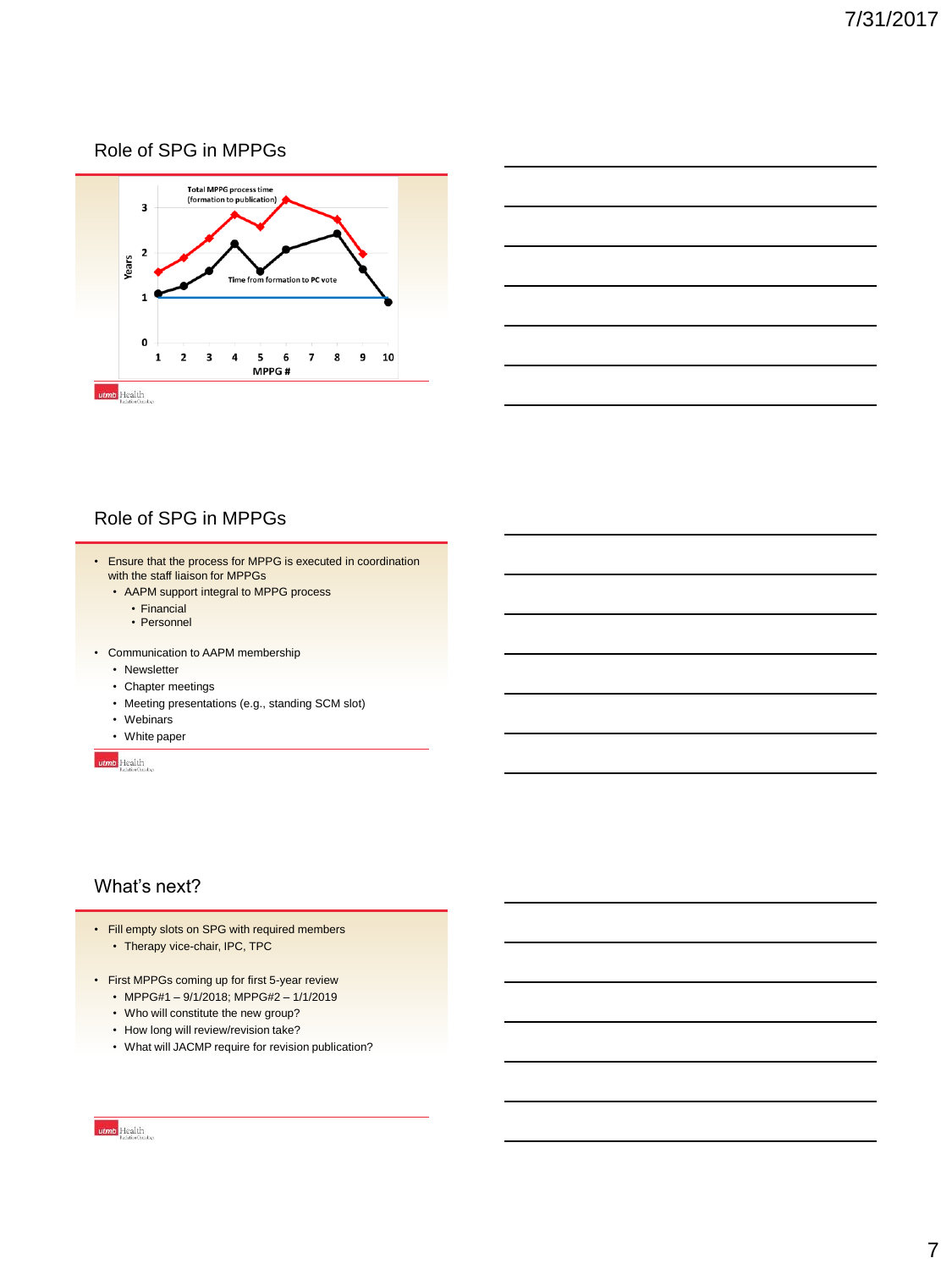## Role of SPG in MPPGs

Total MPPG process time (formation to publication)

Time from formation to PC vote

Years

MPPG #

## Role of SPG in MPPGs

- Ensure that the process for MPPG is executed in coordination with the staff liaison for MPPGs
  - AAPM support integral to MPPG process
    - Financial
    - Personnel
- Communication to AAPM membership
  - Newsletter
  - Chapter meetings
  - Meeting presentations (e.g., standing SCM slot)
  - Webinars
  - White paper

## What's next?

- Fill empty slots on SPG with required members
  - Therapy vice-chair, IPC, TPC
- First MPPGs coming up for first 5-year review
  - MPPG#1 – 9/1/2018; MPPG#2 – 1/1/2019
  - Who will constitute the new group?
  - How long will review/revision take?
  - What will JACMP require for revision publication?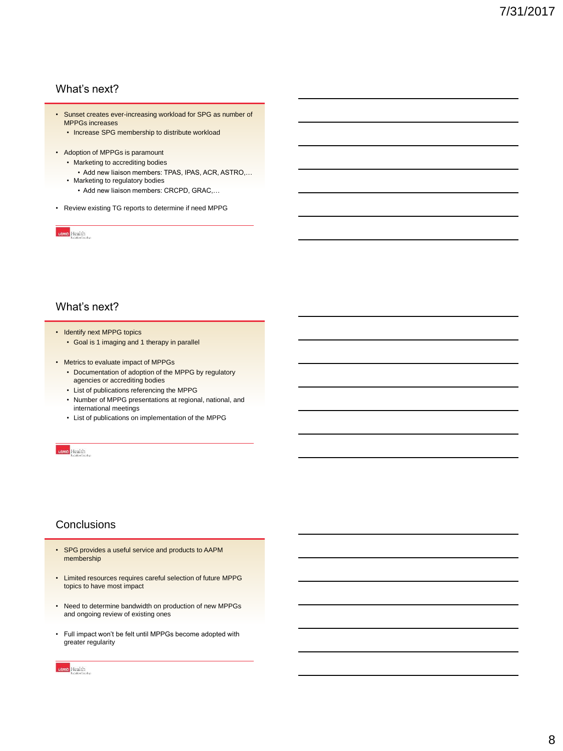## What's next?

- Sunset creates ever-increasing workload for SPG as number of MPPGs increases
  - Increase SPG membership to distribute workload
- Adoption of MPPGs is paramount
  - Marketing to accrediting bodies
    - Add new liaison members: TPAS, IPAS, ACR, ASTRO,…
  - Marketing to regulatory bodies
    - Add new liaison members: CRCPD, GRAC,…
- Review existing TG reports to determine if need MPPG

## What's next?

- Identify next MPPG topics
  - Goal is 1 imaging and 1 therapy in parallel
- Metrics to evaluate impact of MPPGs
  - Documentation of adoption of the MPPG by regulatory agencies or accrediting bodies
  - List of publications referencing the MPPG
  - Number of MPPG presentations at regional, national, and international meetings
  - List of publications on implementation of the MPPG

## Conclusions

- SPG provides a useful service and products to AAPM membership
- Limited resources requires careful selection of future MPPG topics to have most impact
- Need to determine bandwidth on production of new MPPGs and ongoing review of existing ones
- Full impact won't be felt until MPPGs become adopted with greater regularity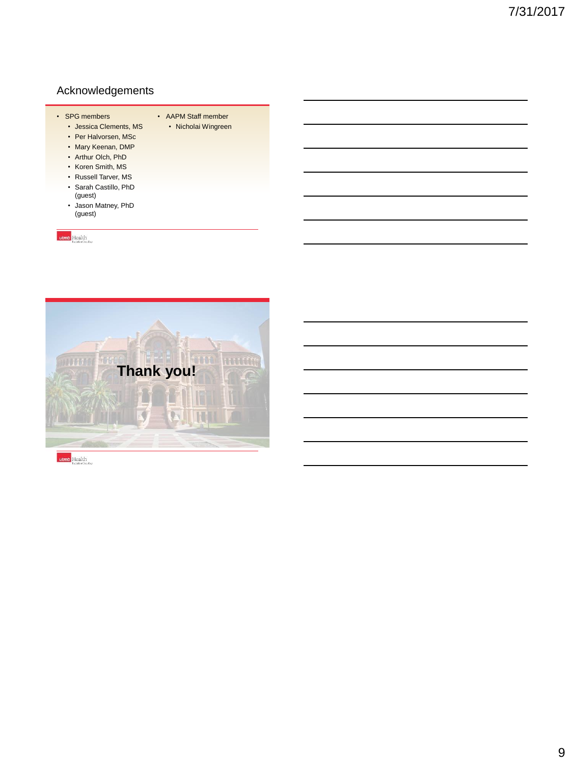## Acknowledgements

- SPG members
  - Jessica Clements, MS
  - Per Halvorsen, MSc
  - Mary Keenan, DMP
  - Arthur Olch, PhD
  - Koren Smith, MS
  - Russell Tarver, MS
  - Sarah Castillo, PhD (guest)
  - Jason Matney, PhD (guest)
- AAPM Staff member
  - Nicholai Wingreen

## Thank you!